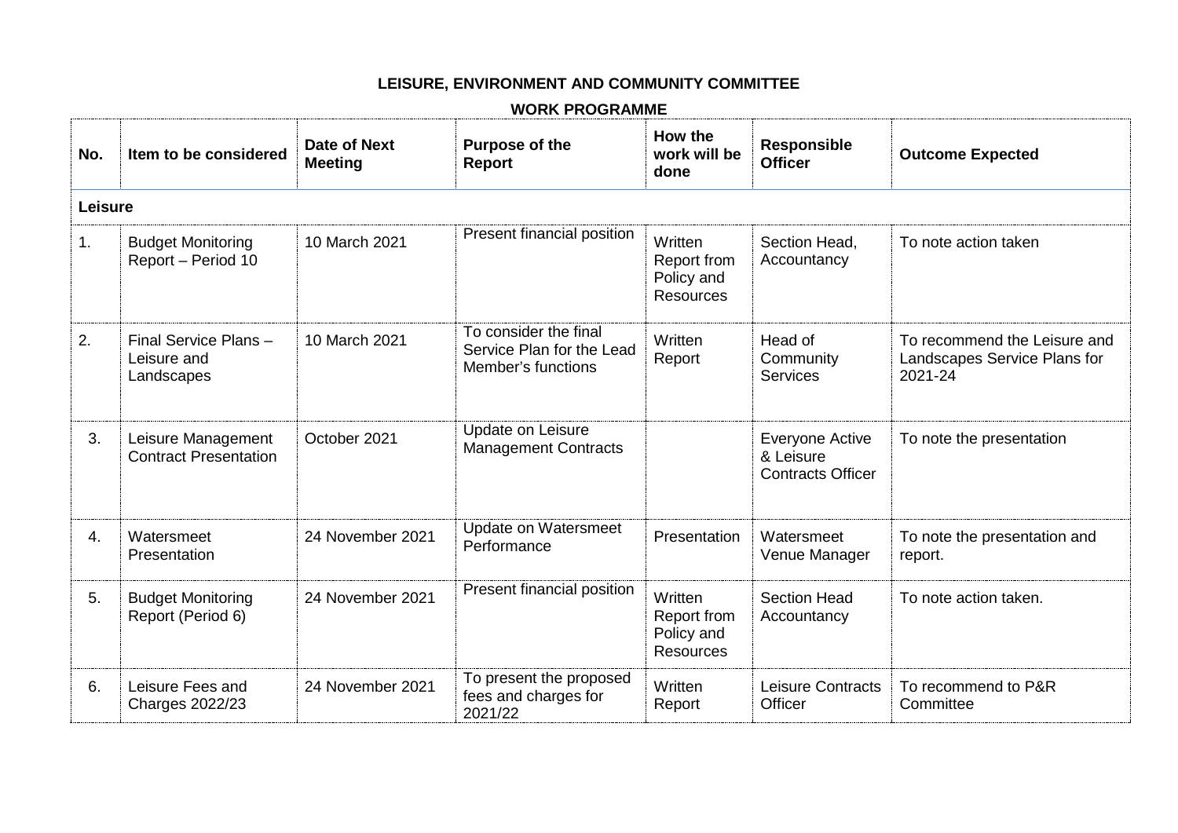# LEISURE, ENVIRONMENT AND COMMUNITY COMMITTEE

## WORK PROGRAMME

| No. | Item to be considered | Date of Next Meeting | Purpose of the Report | How the work will be done | Responsible Officer | Outcome Expected |
|---|---|---|---|---|---|---|
| **Leisure** | | | | | | |
| 1. | Budget Monitoring Report – Period 10 | 10 March 2021 | Present financial position | Written Report from Policy and Resources | Section Head, Accountancy | To note action taken |
| 2. | Final Service Plans – Leisure and Landscapes | 10 March 2021 | To consider the final Service Plan for the Lead Member's functions | Written Report | Head of Community Services | To recommend the Leisure and Landscapes Service Plans for 2021-24 |
| 3. | Leisure Management Contract Presentation | October 2021 | Update on Leisure Management Contracts | | Everyone Active & Leisure Contracts Officer | To note the presentation |
| 4. | Watersmeet Presentation | 24 November 2021 | Update on Watersmeet Performance | Presentation | Watersmeet Venue Manager | To note the presentation and report. |
| 5. | Budget Monitoring Report (Period 6) | 24 November 2021 | Present financial position | Written Report from Policy and Resources | Section Head Accountancy | To note action taken. |
| 6. | Leisure Fees and Charges 2022/23 | 24 November 2021 | To present the proposed fees and charges for 2021/22 | Written Report | Leisure Contracts Officer | To recommend to P&R Committee |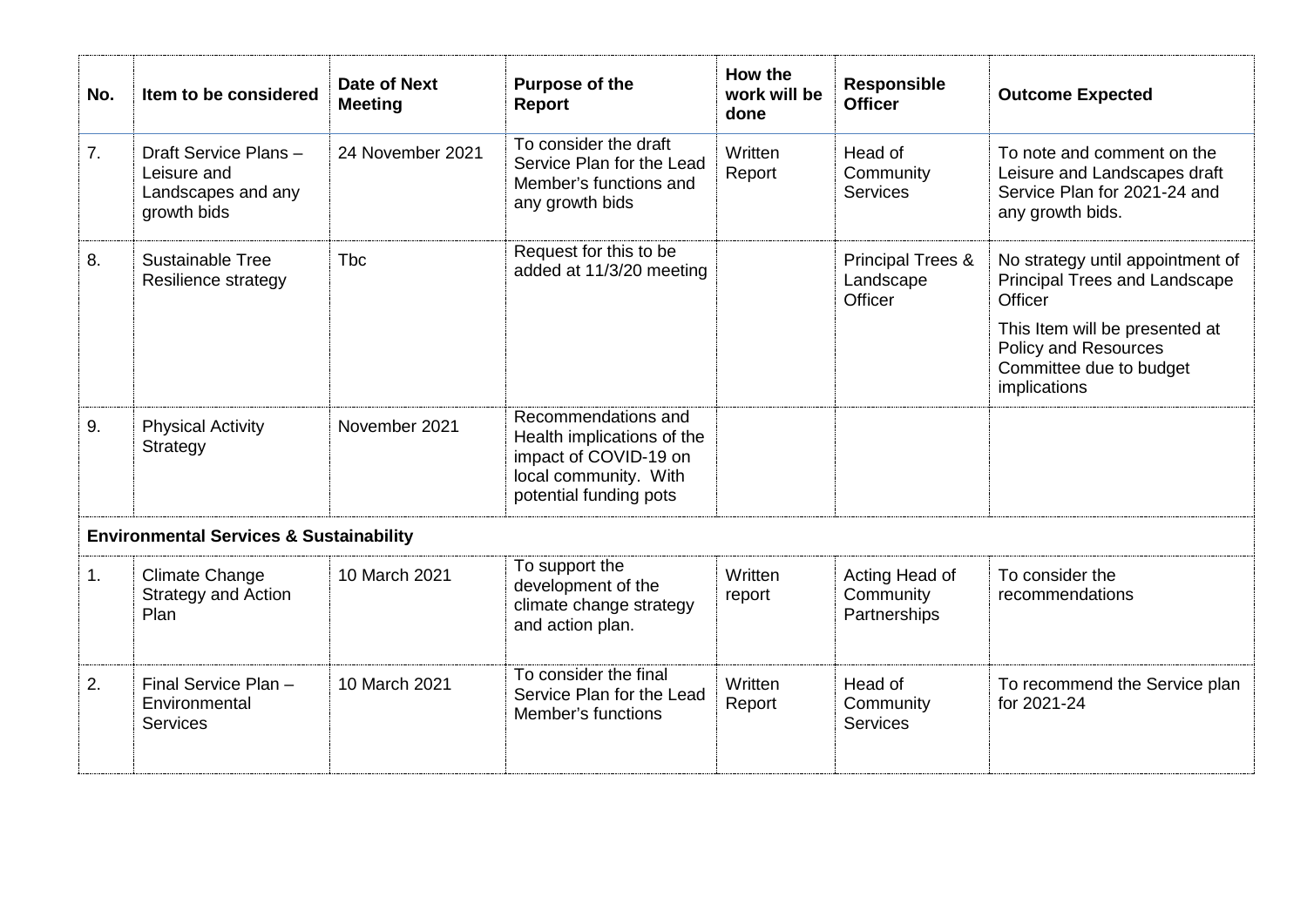| No. | Item to be considered | Date of Next Meeting | Purpose of the Report | How the work will be done | Responsible Officer | Outcome Expected |
|---|---|---|---|---|---|---|
| 7. | Draft Service Plans – Leisure and Landscapes and any growth bids | 24 November 2021 | To consider the draft Service Plan for the Lead Member's functions and any growth bids | Written Report | Head of Community Services | To note and comment on the Leisure and Landscapes draft Service Plan for 2021-24 and any growth bids. |
| 8. | Sustainable Tree Resilience strategy | Tbc | Request for this to be added at 11/3/20 meeting | | Principal Trees & Landscape Officer | No strategy until appointment of Principal Trees and Landscape Officer<br><br>This Item will be presented at Policy and Resources Committee due to budget implications |
| 9. | Physical Activity Strategy | November 2021 | Recommendations and Health implications of the impact of COVID-19 on local community. With potential funding pots | | | |
| **Environmental Services & Sustainability** | | | | | | |
| 1. | Climate Change Strategy and Action Plan | 10 March 2021 | To support the development of the climate change strategy and action plan. | Written report | Acting Head of Community Partnerships | To consider the recommendations |
| 2. | Final Service Plan – Environmental Services | 10 March 2021 | To consider the final Service Plan for the Lead Member's functions | Written Report | Head of Community Services | To recommend the Service plan for 2021-24 |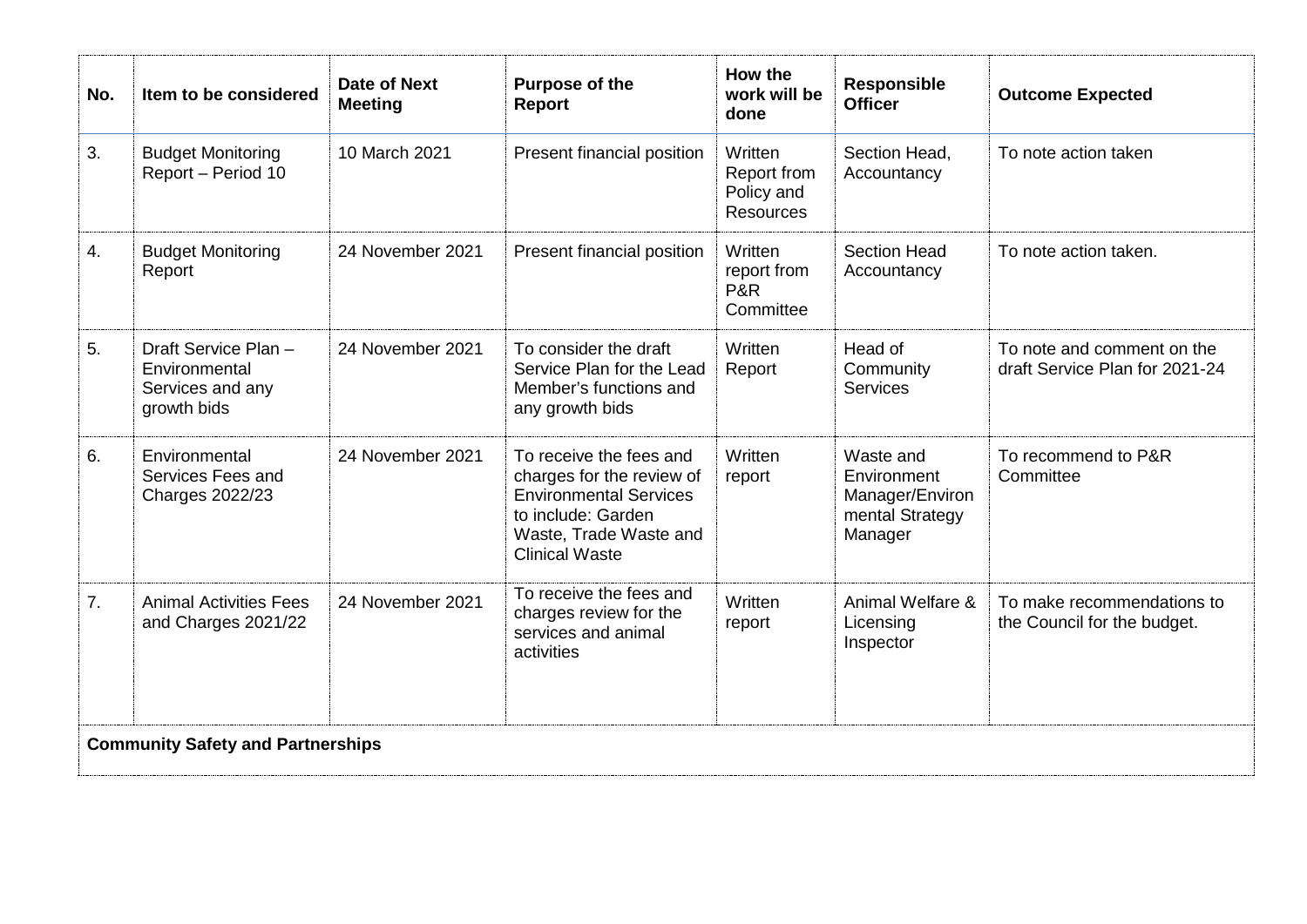| No. | Item to be considered | Date of Next Meeting | Purpose of the Report | How the work will be done | Responsible Officer | Outcome Expected |
|---|---|---|---|---|---|---|
| 3. | Budget Monitoring Report – Period 10 | 10 March 2021 | Present financial position | Written Report from Policy and Resources | Section Head, Accountancy | To note action taken |
| 4. | Budget Monitoring Report | 24 November 2021 | Present financial position | Written report from P&R Committee | Section Head Accountancy | To note action taken. |
| 5. | Draft Service Plan – Environmental Services and any growth bids | 24 November 2021 | To consider the draft Service Plan for the Lead Member's functions and any growth bids | Written Report | Head of Community Services | To note and comment on the draft Service Plan for 2021-24 |
| 6. | Environmental Services Fees and Charges 2022/23 | 24 November 2021 | To receive the fees and charges for the review of Environmental Services to include: Garden Waste, Trade Waste and Clinical Waste | Written report | Waste and Environment Manager/Environmental Strategy Manager | To recommend to P&R Committee |
| 7. | Animal Activities Fees and Charges 2021/22 | 24 November 2021 | To receive the fees and charges review for the services and animal activities | Written report | Animal Welfare & Licensing Inspector | To make recommendations to the Council for the budget. |
| **Community Safety and Partnerships** | | | | | | |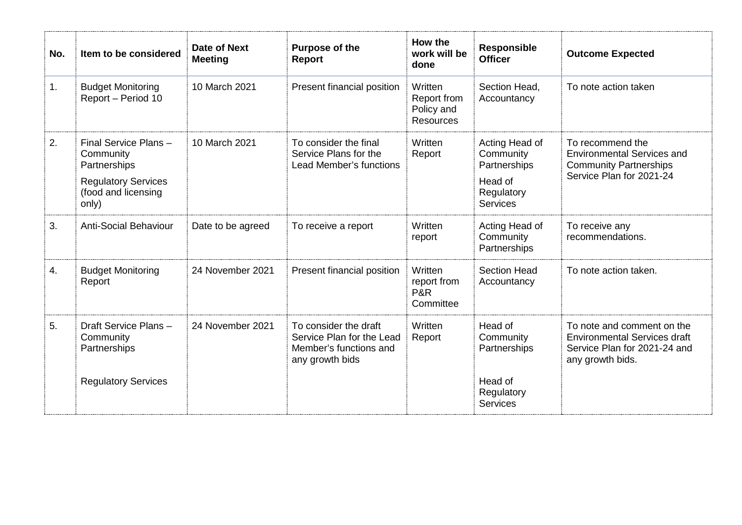| No. | Item to be considered | Date of Next Meeting | Purpose of the Report | How the work will be done | Responsible Officer | Outcome Expected |
|---|---|---|---|---|---|---|
| 1. | Budget Monitoring Report – Period 10 | 10 March 2021 | Present financial position | Written Report from Policy and Resources | Section Head, Accountancy | To note action taken |
| 2. | Final Service Plans – Community Partnerships<br><br>Regulatory Services (food and licensing only) | 10 March 2021 | To consider the final Service Plans for the Lead Member's functions | Written Report | Acting Head of Community Partnerships<br><br>Head of Regulatory Services | To recommend the Environmental Services and Community Partnerships Service Plan for 2021-24 |
| 3. | Anti-Social Behaviour | Date to be agreed | To receive a report | Written report | Acting Head of Community Partnerships | To receive any recommendations. |
| 4. | Budget Monitoring Report | 24 November 2021 | Present financial position | Written report from P&R Committee | Section Head Accountancy | To note action taken. |
| 5. | Draft Service Plans – Community Partnerships<br><br>Regulatory Services | 24 November 2021 | To consider the draft Service Plan for the Lead Member's functions and any growth bids | Written Report | Head of Community Partnerships<br><br>Head of Regulatory Services | To note and comment on the Environmental Services draft Service Plan for 2021-24 and any growth bids. |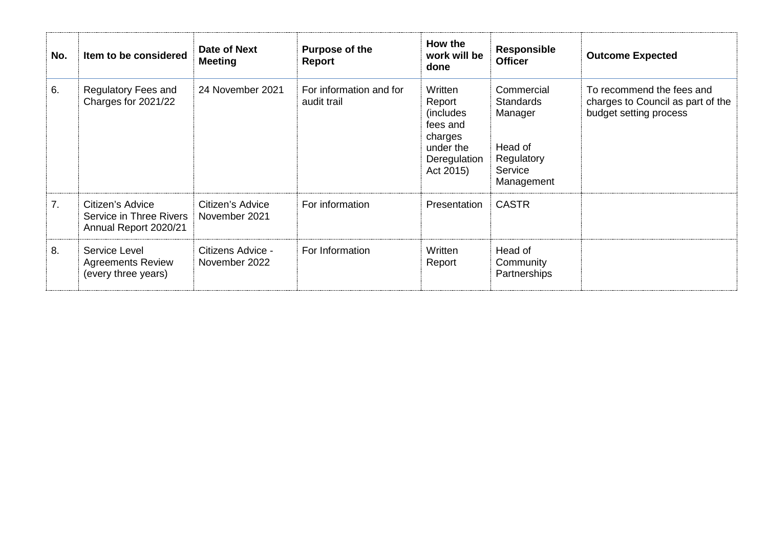| No. | Item to be considered | Date of Next Meeting | Purpose of the Report | How the work will be done | Responsible Officer | Outcome Expected |
|---|---|---|---|---|---|---|
| 6. | Regulatory Fees and Charges for 2021/22 | 24 November 2021 | For information and for audit trail | Written Report (includes fees and charges under the Deregulation Act 2015) | Commercial Standards Manager<br><br>Head of Regulatory Service Management | To recommend the fees and charges to Council as part of the budget setting process |
| 7. | Citizen's Advice Service in Three Rivers Annual Report 2020/21 | Citizen's Advice November 2021 | For information | Presentation | CASTR | |
| 8. | Service Level Agreements Review (every three years) | Citizens Advice - November 2022 | For Information | Written Report | Head of Community Partnerships | |